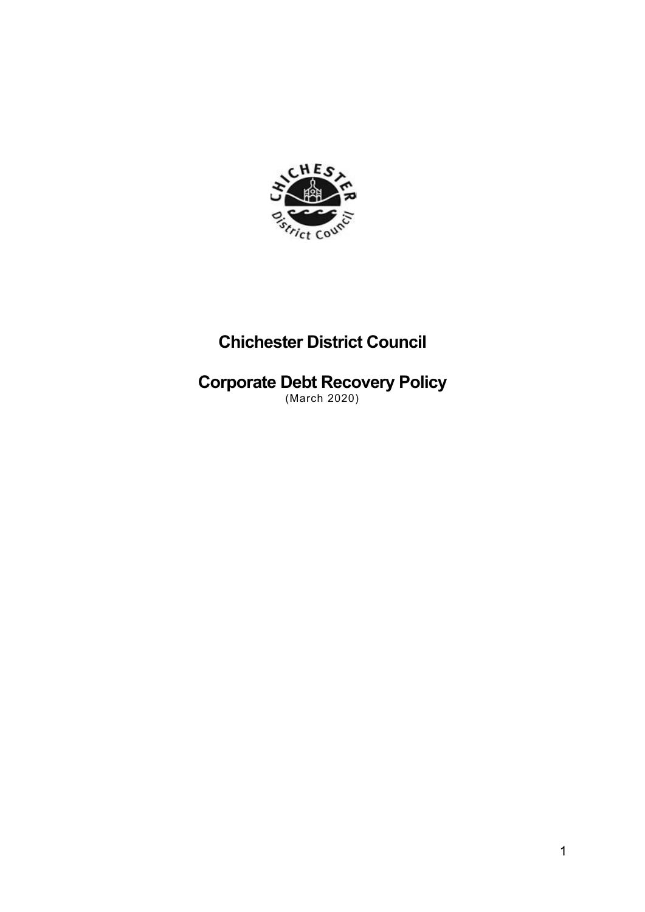# Chichester District Council

# Corporate Debt Recovery Policy

(March 2020)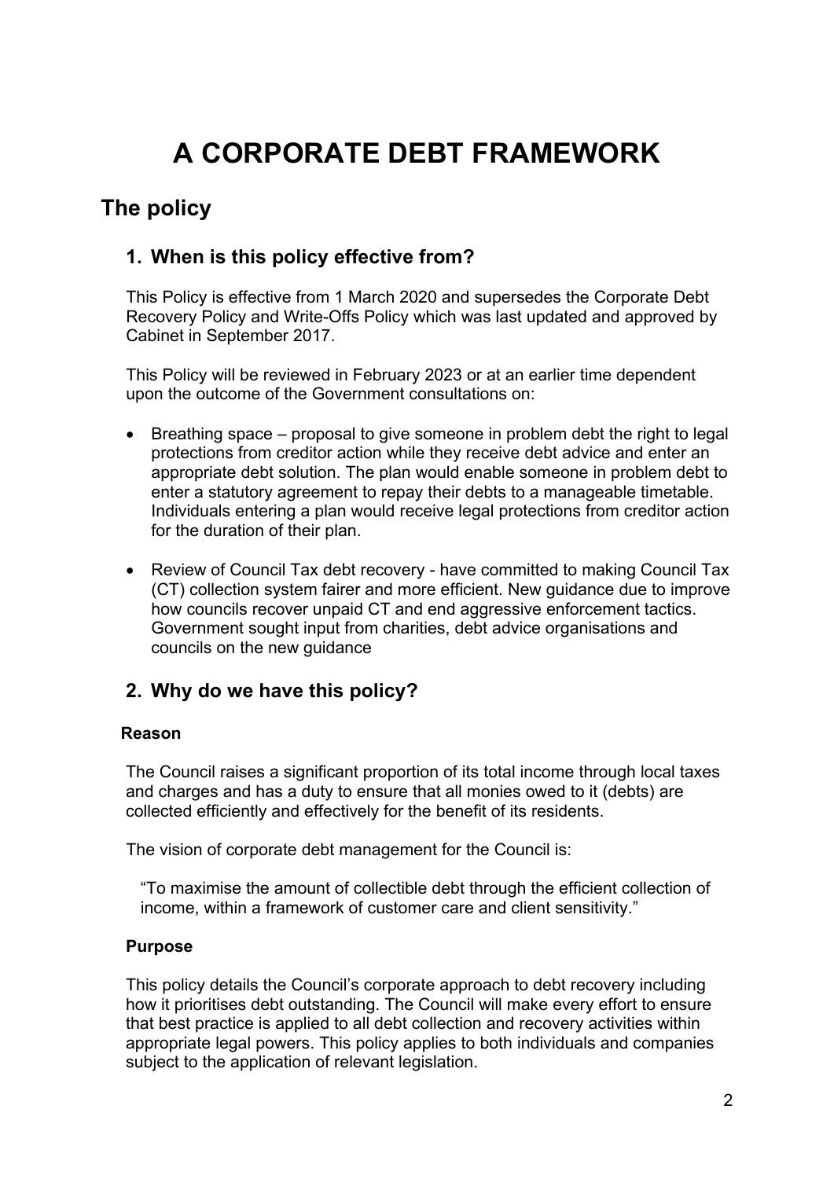# A CORPORATE DEBT FRAMEWORK

## The policy

### 1. When is this policy effective from?

This Policy is effective from 1 March 2020 and supersedes the Corporate Debt Recovery Policy and Write-Offs Policy which was last updated and approved by Cabinet in September 2017.

This Policy will be reviewed in February 2023 or at an earlier time dependent upon the outcome of the Government consultations on:

- Breathing space – proposal to give someone in problem debt the right to legal protections from creditor action while they receive debt advice and enter an appropriate debt solution. The plan would enable someone in problem debt to enter a statutory agreement to repay their debts to a manageable timetable. Individuals entering a plan would receive legal protections from creditor action for the duration of their plan.

- Review of Council Tax debt recovery - have committed to making Council Tax (CT) collection system fairer and more efficient. New guidance due to improve how councils recover unpaid CT and end aggressive enforcement tactics. Government sought input from charities, debt advice organisations and councils on the new guidance

### 2. Why do we have this policy?

**Reason**

The Council raises a significant proportion of its total income through local taxes and charges and has a duty to ensure that all monies owed to it (debts) are collected efficiently and effectively for the benefit of its residents.

The vision of corporate debt management for the Council is:

> "To maximise the amount of collectible debt through the efficient collection of income, within a framework of customer care and client sensitivity."

**Purpose**

This policy details the Council's corporate approach to debt recovery including how it prioritises debt outstanding. The Council will make every effort to ensure that best practice is applied to all debt collection and recovery activities within appropriate legal powers. This policy applies to both individuals and companies subject to the application of relevant legislation.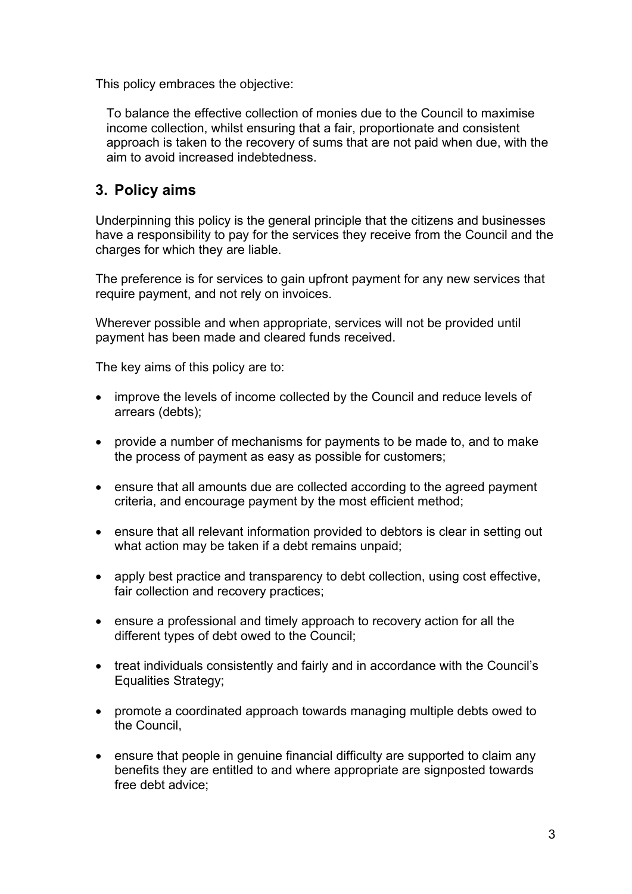This policy embraces the objective:

> To balance the effective collection of monies due to the Council to maximise income collection, whilst ensuring that a fair, proportionate and consistent approach is taken to the recovery of sums that are not paid when due, with the aim to avoid increased indebtedness.

## 3. Policy aims

Underpinning this policy is the general principle that the citizens and businesses have a responsibility to pay for the services they receive from the Council and the charges for which they are liable.

The preference is for services to gain upfront payment for any new services that require payment, and not rely on invoices.

Wherever possible and when appropriate, services will not be provided until payment has been made and cleared funds received.

The key aims of this policy are to:

- improve the levels of income collected by the Council and reduce levels of arrears (debts);
- provide a number of mechanisms for payments to be made to, and to make the process of payment as easy as possible for customers;
- ensure that all amounts due are collected according to the agreed payment criteria, and encourage payment by the most efficient method;
- ensure that all relevant information provided to debtors is clear in setting out what action may be taken if a debt remains unpaid;
- apply best practice and transparency to debt collection, using cost effective, fair collection and recovery practices;
- ensure a professional and timely approach to recovery action for all the different types of debt owed to the Council;
- treat individuals consistently and fairly and in accordance with the Council's Equalities Strategy;
- promote a coordinated approach towards managing multiple debts owed to the Council,
- ensure that people in genuine financial difficulty are supported to claim any benefits they are entitled to and where appropriate are signposted towards free debt advice;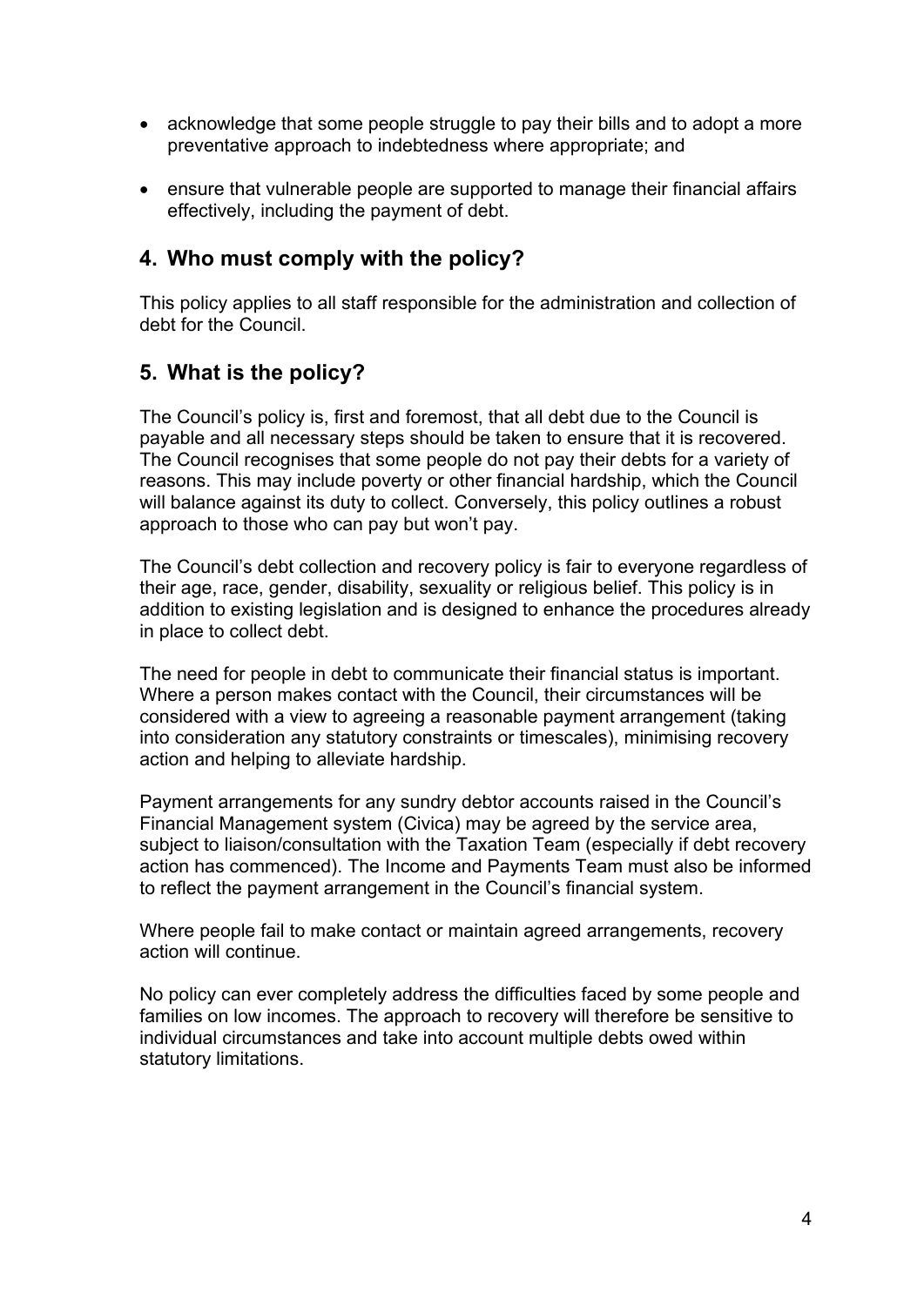- acknowledge that some people struggle to pay their bills and to adopt a more preventative approach to indebtedness where appropriate; and
- ensure that vulnerable people are supported to manage their financial affairs effectively, including the payment of debt.

## 4. Who must comply with the policy?

This policy applies to all staff responsible for the administration and collection of debt for the Council.

## 5. What is the policy?

The Council's policy is, first and foremost, that all debt due to the Council is payable and all necessary steps should be taken to ensure that it is recovered. The Council recognises that some people do not pay their debts for a variety of reasons. This may include poverty or other financial hardship, which the Council will balance against its duty to collect. Conversely, this policy outlines a robust approach to those who can pay but won't pay.

The Council's debt collection and recovery policy is fair to everyone regardless of their age, race, gender, disability, sexuality or religious belief. This policy is in addition to existing legislation and is designed to enhance the procedures already in place to collect debt.

The need for people in debt to communicate their financial status is important. Where a person makes contact with the Council, their circumstances will be considered with a view to agreeing a reasonable payment arrangement (taking into consideration any statutory constraints or timescales), minimising recovery action and helping to alleviate hardship.

Payment arrangements for any sundry debtor accounts raised in the Council's Financial Management system (Civica) may be agreed by the service area, subject to liaison/consultation with the Taxation Team (especially if debt recovery action has commenced). The Income and Payments Team must also be informed to reflect the payment arrangement in the Council's financial system.

Where people fail to make contact or maintain agreed arrangements, recovery action will continue.

No policy can ever completely address the difficulties faced by some people and families on low incomes. The approach to recovery will therefore be sensitive to individual circumstances and take into account multiple debts owed within statutory limitations.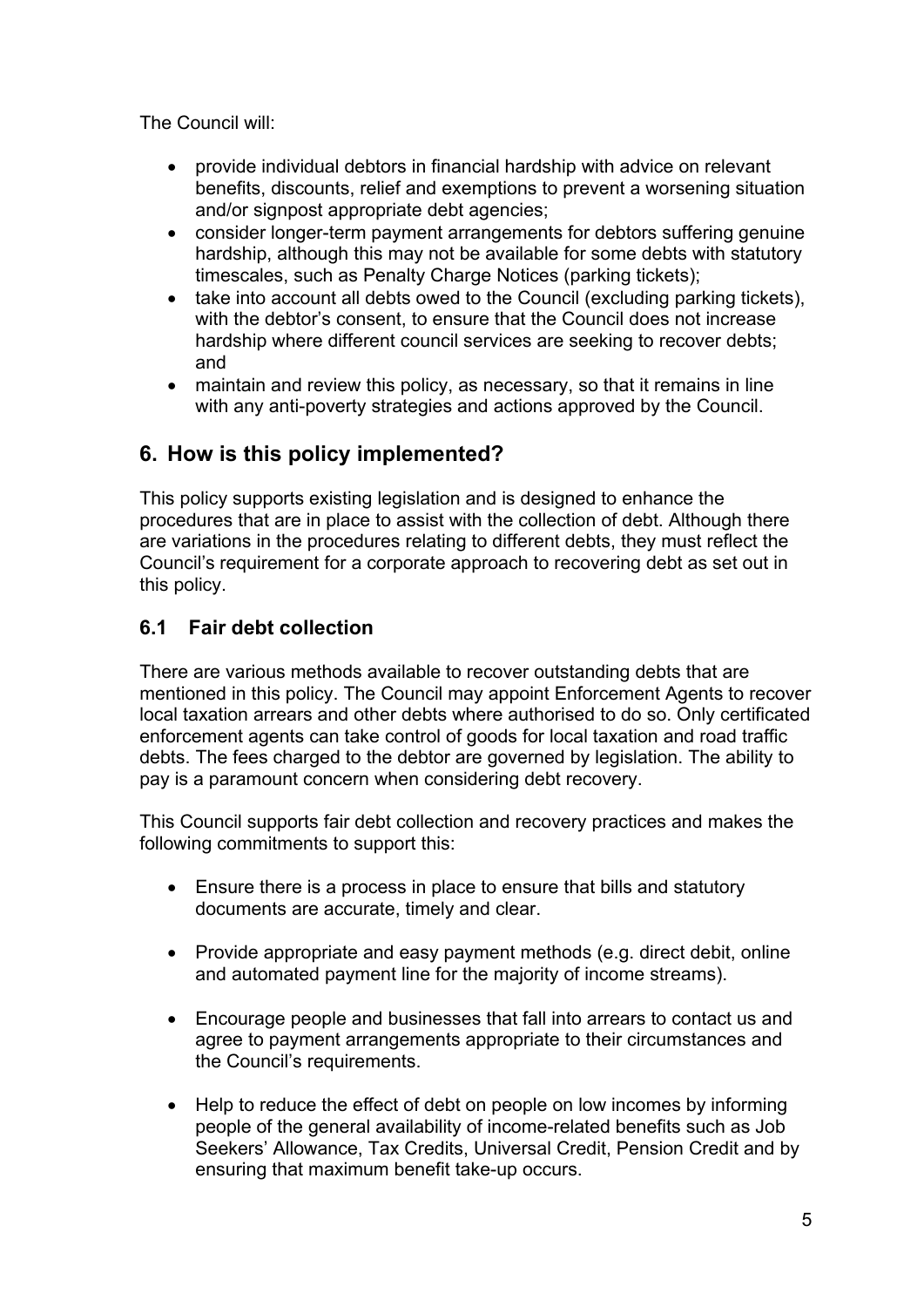The Council will:

- provide individual debtors in financial hardship with advice on relevant benefits, discounts, relief and exemptions to prevent a worsening situation and/or signpost appropriate debt agencies;
- consider longer-term payment arrangements for debtors suffering genuine hardship, although this may not be available for some debts with statutory timescales, such as Penalty Charge Notices (parking tickets);
- take into account all debts owed to the Council (excluding parking tickets), with the debtor's consent, to ensure that the Council does not increase hardship where different council services are seeking to recover debts; and
- maintain and review this policy, as necessary, so that it remains in line with any anti-poverty strategies and actions approved by the Council.

## 6. How is this policy implemented?

This policy supports existing legislation and is designed to enhance the procedures that are in place to assist with the collection of debt. Although there are variations in the procedures relating to different debts, they must reflect the Council's requirement for a corporate approach to recovering debt as set out in this policy.

### 6.1 Fair debt collection

There are various methods available to recover outstanding debts that are mentioned in this policy. The Council may appoint Enforcement Agents to recover local taxation arrears and other debts where authorised to do so. Only certificated enforcement agents can take control of goods for local taxation and road traffic debts. The fees charged to the debtor are governed by legislation. The ability to pay is a paramount concern when considering debt recovery.

This Council supports fair debt collection and recovery practices and makes the following commitments to support this:

- Ensure there is a process in place to ensure that bills and statutory documents are accurate, timely and clear.

- Provide appropriate and easy payment methods (e.g. direct debit, online and automated payment line for the majority of income streams).

- Encourage people and businesses that fall into arrears to contact us and agree to payment arrangements appropriate to their circumstances and the Council's requirements.

- Help to reduce the effect of debt on people on low incomes by informing people of the general availability of income-related benefits such as Job Seekers' Allowance, Tax Credits, Universal Credit, Pension Credit and by ensuring that maximum benefit take-up occurs.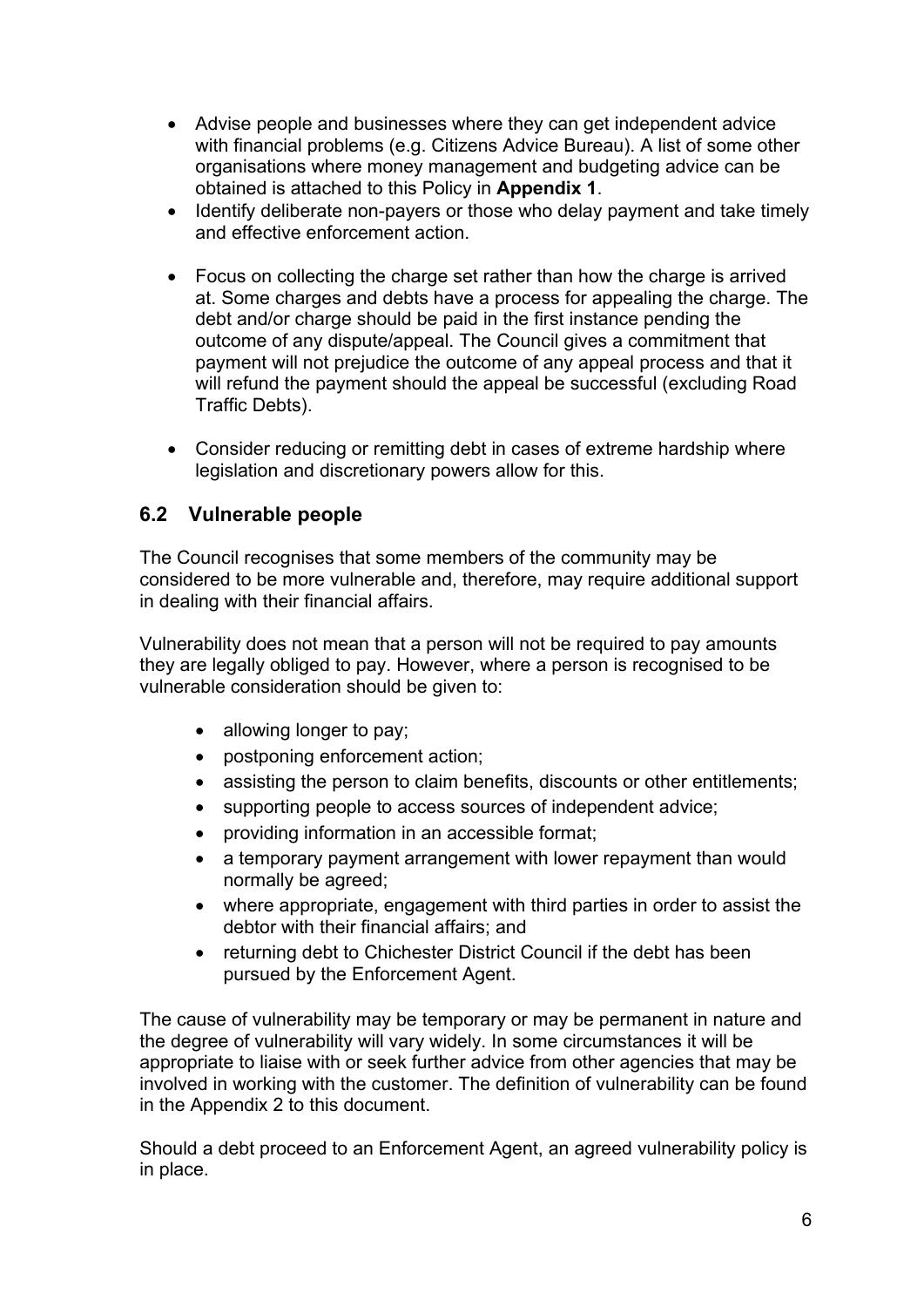- Advise people and businesses where they can get independent advice with financial problems (e.g. Citizens Advice Bureau). A list of some other organisations where money management and budgeting advice can be obtained is attached to this Policy in **Appendix 1**.
- Identify deliberate non-payers or those who delay payment and take timely and effective enforcement action.
- Focus on collecting the charge set rather than how the charge is arrived at. Some charges and debts have a process for appealing the charge. The debt and/or charge should be paid in the first instance pending the outcome of any dispute/appeal. The Council gives a commitment that payment will not prejudice the outcome of any appeal process and that it will refund the payment should the appeal be successful (excluding Road Traffic Debts).
- Consider reducing or remitting debt in cases of extreme hardship where legislation and discretionary powers allow for this.

## 6.2 Vulnerable people

The Council recognises that some members of the community may be considered to be more vulnerable and, therefore, may require additional support in dealing with their financial affairs.

Vulnerability does not mean that a person will not be required to pay amounts they are legally obliged to pay. However, where a person is recognised to be vulnerable consideration should be given to:

- allowing longer to pay;
- postponing enforcement action;
- assisting the person to claim benefits, discounts or other entitlements;
- supporting people to access sources of independent advice;
- providing information in an accessible format;
- a temporary payment arrangement with lower repayment than would normally be agreed;
- where appropriate, engagement with third parties in order to assist the debtor with their financial affairs; and
- returning debt to Chichester District Council if the debt has been pursued by the Enforcement Agent.

The cause of vulnerability may be temporary or may be permanent in nature and the degree of vulnerability will vary widely. In some circumstances it will be appropriate to liaise with or seek further advice from other agencies that may be involved in working with the customer. The definition of vulnerability can be found in the Appendix 2 to this document.

Should a debt proceed to an Enforcement Agent, an agreed vulnerability policy is in place.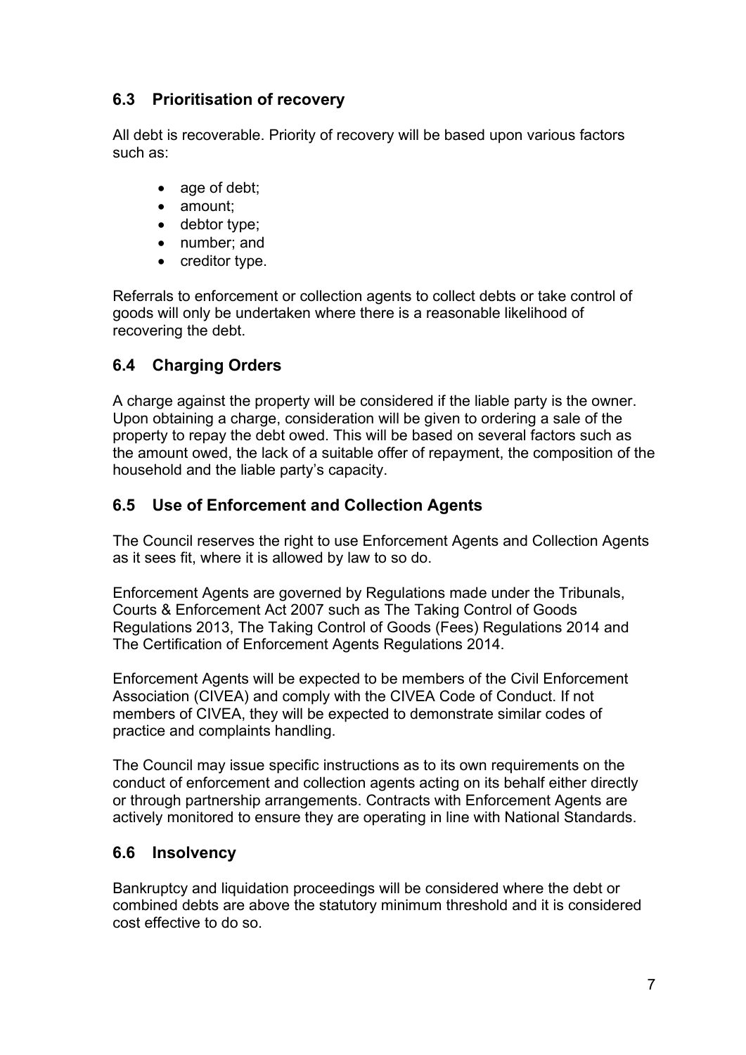### 6.3 Prioritisation of recovery

All debt is recoverable. Priority of recovery will be based upon various factors such as:

- age of debt;
- amount;
- debtor type;
- number; and
- creditor type.

Referrals to enforcement or collection agents to collect debts or take control of goods will only be undertaken where there is a reasonable likelihood of recovering the debt.

### 6.4 Charging Orders

A charge against the property will be considered if the liable party is the owner. Upon obtaining a charge, consideration will be given to ordering a sale of the property to repay the debt owed. This will be based on several factors such as the amount owed, the lack of a suitable offer of repayment, the composition of the household and the liable party's capacity.

### 6.5 Use of Enforcement and Collection Agents

The Council reserves the right to use Enforcement Agents and Collection Agents as it sees fit, where it is allowed by law to so do.

Enforcement Agents are governed by Regulations made under the Tribunals, Courts & Enforcement Act 2007 such as The Taking Control of Goods Regulations 2013, The Taking Control of Goods (Fees) Regulations 2014 and The Certification of Enforcement Agents Regulations 2014.

Enforcement Agents will be expected to be members of the Civil Enforcement Association (CIVEA) and comply with the CIVEA Code of Conduct. If not members of CIVEA, they will be expected to demonstrate similar codes of practice and complaints handling.

The Council may issue specific instructions as to its own requirements on the conduct of enforcement and collection agents acting on its behalf either directly or through partnership arrangements. Contracts with Enforcement Agents are actively monitored to ensure they are operating in line with National Standards.

### 6.6 Insolvency

Bankruptcy and liquidation proceedings will be considered where the debt or combined debts are above the statutory minimum threshold and it is considered cost effective to do so.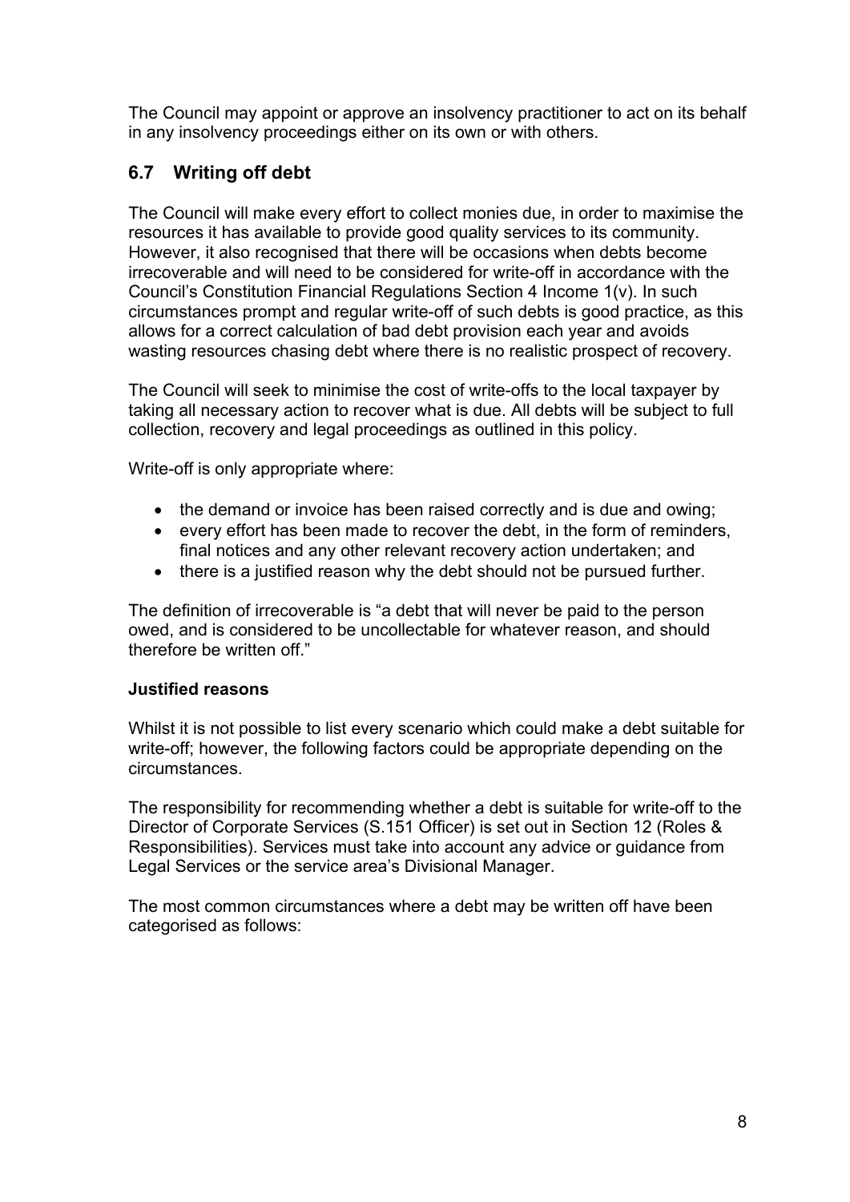The Council may appoint or approve an insolvency practitioner to act on its behalf in any insolvency proceedings either on its own or with others.

## 6.7 Writing off debt

The Council will make every effort to collect monies due, in order to maximise the resources it has available to provide good quality services to its community. However, it also recognised that there will be occasions when debts become irrecoverable and will need to be considered for write-off in accordance with the Council's Constitution Financial Regulations Section 4 Income 1(v). In such circumstances prompt and regular write-off of such debts is good practice, as this allows for a correct calculation of bad debt provision each year and avoids wasting resources chasing debt where there is no realistic prospect of recovery.

The Council will seek to minimise the cost of write-offs to the local taxpayer by taking all necessary action to recover what is due. All debts will be subject to full collection, recovery and legal proceedings as outlined in this policy.

Write-off is only appropriate where:

- the demand or invoice has been raised correctly and is due and owing;
- every effort has been made to recover the debt, in the form of reminders, final notices and any other relevant recovery action undertaken; and
- there is a justified reason why the debt should not be pursued further.

The definition of irrecoverable is "a debt that will never be paid to the person owed, and is considered to be uncollectable for whatever reason, and should therefore be written off."

**Justified reasons**

Whilst it is not possible to list every scenario which could make a debt suitable for write-off; however, the following factors could be appropriate depending on the circumstances.

The responsibility for recommending whether a debt is suitable for write-off to the Director of Corporate Services (S.151 Officer) is set out in Section 12 (Roles & Responsibilities). Services must take into account any advice or guidance from Legal Services or the service area's Divisional Manager.

The most common circumstances where a debt may be written off have been categorised as follows: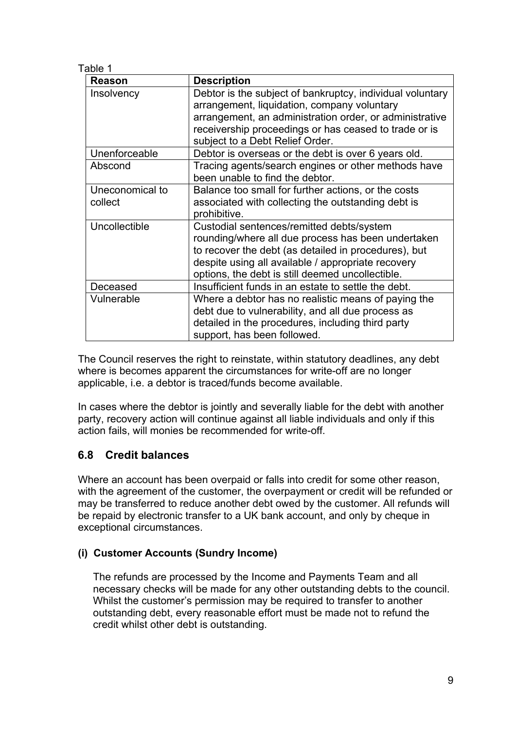Table 1

| Reason | Description |
| --- | --- |
| Insolvency | Debtor is the subject of bankruptcy, individual voluntary arrangement, liquidation, company voluntary arrangement, an administration order, or administrative receivership proceedings or has ceased to trade or is subject to a Debt Relief Order. |
| Unenforceable | Debtor is overseas or the debt is over 6 years old. |
| Abscond | Tracing agents/search engines or other methods have been unable to find the debtor. |
| Uneconomical to collect | Balance too small for further actions, or the costs associated with collecting the outstanding debt is prohibitive. |
| Uncollectible | Custodial sentences/remitted debts/system rounding/where all due process has been undertaken to recover the debt (as detailed in procedures), but despite using all available / appropriate recovery options, the debt is still deemed uncollectible. |
| Deceased | Insufficient funds in an estate to settle the debt. |
| Vulnerable | Where a debtor has no realistic means of paying the debt due to vulnerability, and all due process as detailed in the procedures, including third party support, has been followed. |

The Council reserves the right to reinstate, within statutory deadlines, any debt where is becomes apparent the circumstances for write-off are no longer applicable, i.e. a debtor is traced/funds become available.

In cases where the debtor is jointly and severally liable for the debt with another party, recovery action will continue against all liable individuals and only if this action fails, will monies be recommended for write-off.

## 6.8 Credit balances

Where an account has been overpaid or falls into credit for some other reason, with the agreement of the customer, the overpayment or credit will be refunded or may be transferred to reduce another debt owed by the customer. All refunds will be repaid by electronic transfer to a UK bank account, and only by cheque in exceptional circumstances.

### (i) Customer Accounts (Sundry Income)

The refunds are processed by the Income and Payments Team and all necessary checks will be made for any other outstanding debts to the council. Whilst the customer's permission may be required to transfer to another outstanding debt, every reasonable effort must be made not to refund the credit whilst other debt is outstanding.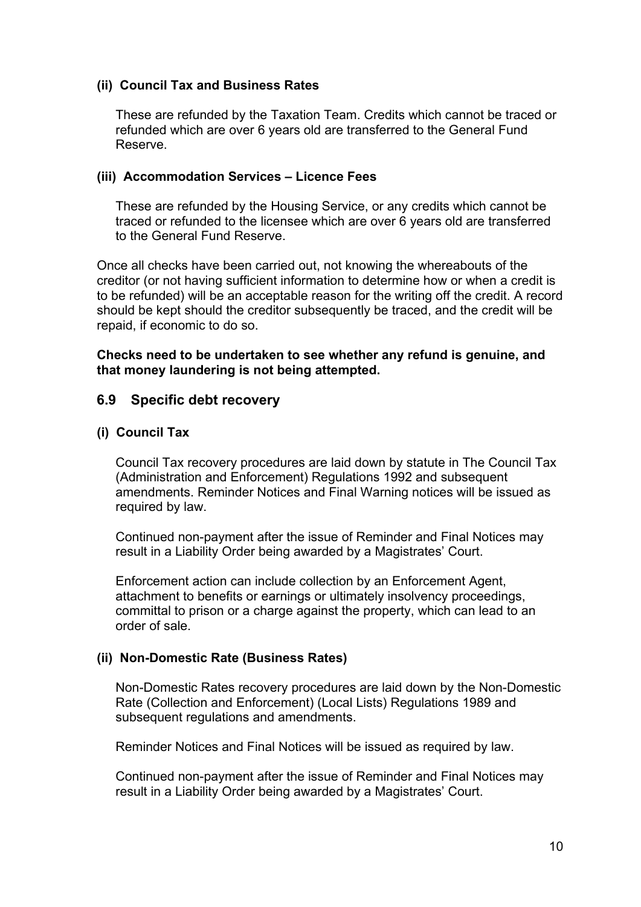**(ii) Council Tax and Business Rates**

These are refunded by the Taxation Team. Credits which cannot be traced or refunded which are over 6 years old are transferred to the General Fund Reserve.

**(iii) Accommodation Services – Licence Fees**

These are refunded by the Housing Service, or any credits which cannot be traced or refunded to the licensee which are over 6 years old are transferred to the General Fund Reserve.

Once all checks have been carried out, not knowing the whereabouts of the creditor (or not having sufficient information to determine how or when a credit is to be refunded) will be an acceptable reason for the writing off the credit. A record should be kept should the creditor subsequently be traced, and the credit will be repaid, if economic to do so.

**Checks need to be undertaken to see whether any refund is genuine, and that money laundering is not being attempted.**

## 6.9 Specific debt recovery

**(i) Council Tax**

Council Tax recovery procedures are laid down by statute in The Council Tax (Administration and Enforcement) Regulations 1992 and subsequent amendments. Reminder Notices and Final Warning notices will be issued as required by law.

Continued non-payment after the issue of Reminder and Final Notices may result in a Liability Order being awarded by a Magistrates' Court.

Enforcement action can include collection by an Enforcement Agent, attachment to benefits or earnings or ultimately insolvency proceedings, committal to prison or a charge against the property, which can lead to an order of sale.

**(ii) Non-Domestic Rate (Business Rates)**

Non-Domestic Rates recovery procedures are laid down by the Non-Domestic Rate (Collection and Enforcement) (Local Lists) Regulations 1989 and subsequent regulations and amendments.

Reminder Notices and Final Notices will be issued as required by law.

Continued non-payment after the issue of Reminder and Final Notices may result in a Liability Order being awarded by a Magistrates' Court.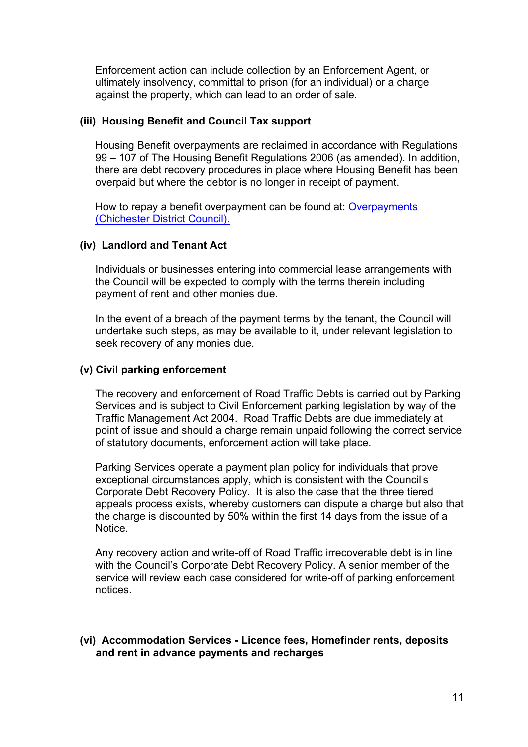Enforcement action can include collection by an Enforcement Agent, or ultimately insolvency, committal to prison (for an individual) or a charge against the property, which can lead to an order of sale.

#### (iii) Housing Benefit and Council Tax support

Housing Benefit overpayments are reclaimed in accordance with Regulations 99 – 107 of The Housing Benefit Regulations 2006 (as amended). In addition, there are debt recovery procedures in place where Housing Benefit has been overpaid but where the debtor is no longer in receipt of payment.

How to repay a benefit overpayment can be found at: [Overpayments (Chichester District Council).]()

#### (iv) Landlord and Tenant Act

Individuals or businesses entering into commercial lease arrangements with the Council will be expected to comply with the terms therein including payment of rent and other monies due.

In the event of a breach of the payment terms by the tenant, the Council will undertake such steps, as may be available to it, under relevant legislation to seek recovery of any monies due.

#### (v) Civil parking enforcement

The recovery and enforcement of Road Traffic Debts is carried out by Parking Services and is subject to Civil Enforcement parking legislation by way of the Traffic Management Act 2004. Road Traffic Debts are due immediately at point of issue and should a charge remain unpaid following the correct service of statutory documents, enforcement action will take place.

Parking Services operate a payment plan policy for individuals that prove exceptional circumstances apply, which is consistent with the Council's Corporate Debt Recovery Policy. It is also the case that the three tiered appeals process exists, whereby customers can dispute a charge but also that the charge is discounted by 50% within the first 14 days from the issue of a Notice.

Any recovery action and write-off of Road Traffic irrecoverable debt is in line with the Council's Corporate Debt Recovery Policy. A senior member of the service will review each case considered for write-off of parking enforcement notices.

#### (vi) Accommodation Services - Licence fees, Homefinder rents, deposits and rent in advance payments and recharges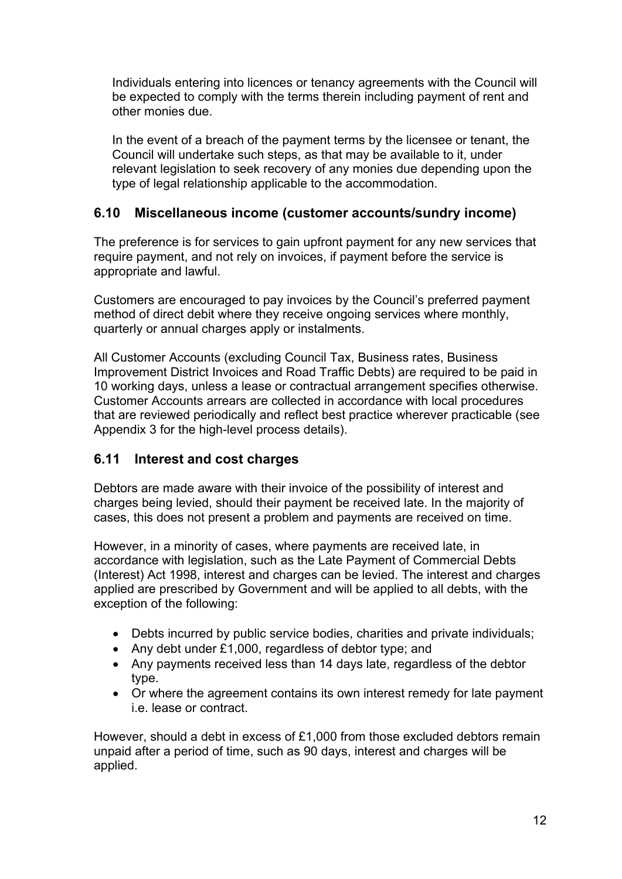Individuals entering into licences or tenancy agreements with the Council will be expected to comply with the terms therein including payment of rent and other monies due.

In the event of a breach of the payment terms by the licensee or tenant, the Council will undertake such steps, as that may be available to it, under relevant legislation to seek recovery of any monies due depending upon the type of legal relationship applicable to the accommodation.

### 6.10 Miscellaneous income (customer accounts/sundry income)

The preference is for services to gain upfront payment for any new services that require payment, and not rely on invoices, if payment before the service is appropriate and lawful.

Customers are encouraged to pay invoices by the Council's preferred payment method of direct debit where they receive ongoing services where monthly, quarterly or annual charges apply or instalments.

All Customer Accounts (excluding Council Tax, Business rates, Business Improvement District Invoices and Road Traffic Debts) are required to be paid in 10 working days, unless a lease or contractual arrangement specifies otherwise. Customer Accounts arrears are collected in accordance with local procedures that are reviewed periodically and reflect best practice wherever practicable (see Appendix 3 for the high-level process details).

### 6.11 Interest and cost charges

Debtors are made aware with their invoice of the possibility of interest and charges being levied, should their payment be received late. In the majority of cases, this does not present a problem and payments are received on time.

However, in a minority of cases, where payments are received late, in accordance with legislation, such as the Late Payment of Commercial Debts (Interest) Act 1998, interest and charges can be levied. The interest and charges applied are prescribed by Government and will be applied to all debts, with the exception of the following:

- Debts incurred by public service bodies, charities and private individuals;
- Any debt under £1,000, regardless of debtor type; and
- Any payments received less than 14 days late, regardless of the debtor type.
- Or where the agreement contains its own interest remedy for late payment i.e. lease or contract.

However, should a debt in excess of £1,000 from those excluded debtors remain unpaid after a period of time, such as 90 days, interest and charges will be applied.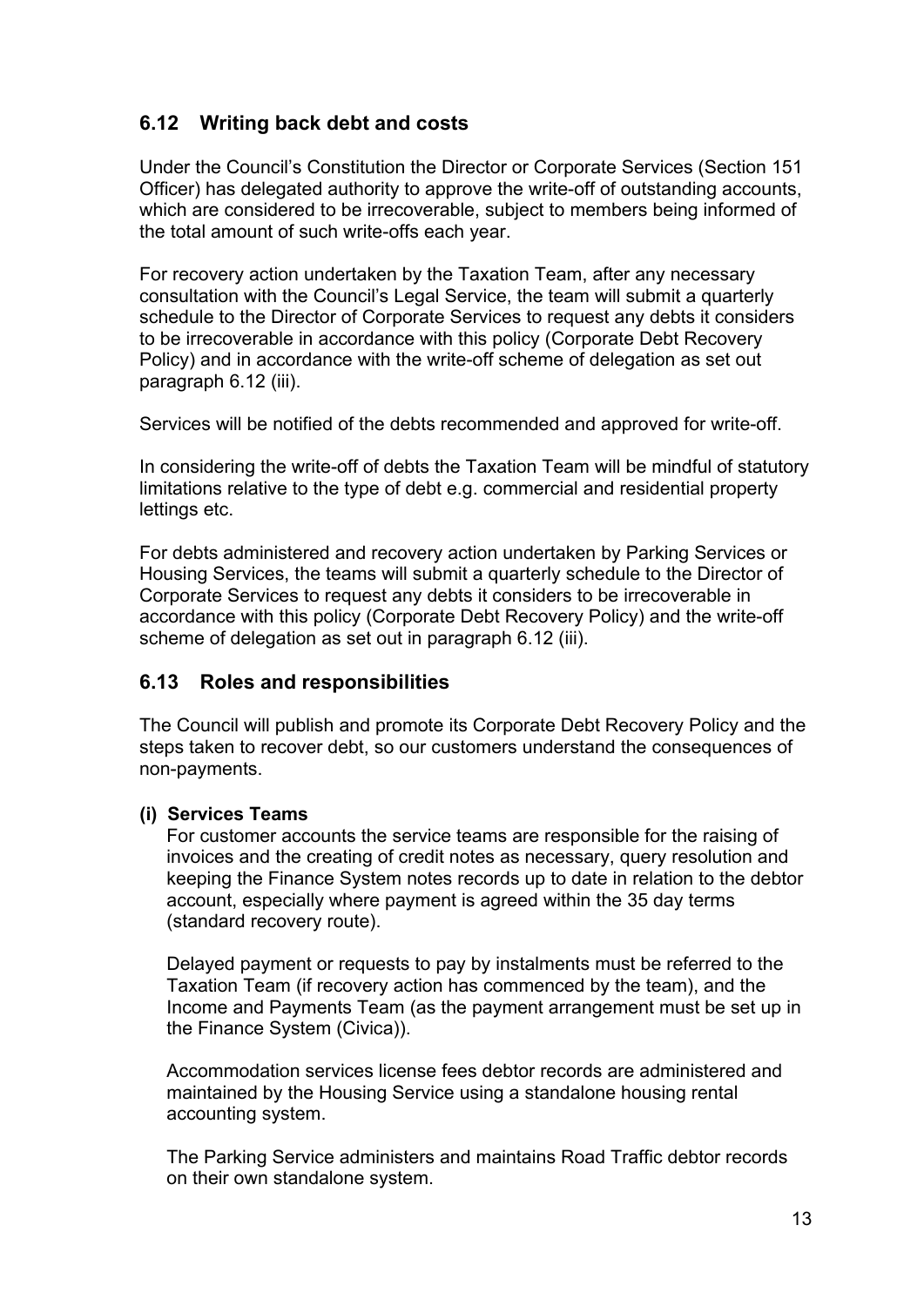## 6.12 Writing back debt and costs

Under the Council's Constitution the Director or Corporate Services (Section 151 Officer) has delegated authority to approve the write-off of outstanding accounts, which are considered to be irrecoverable, subject to members being informed of the total amount of such write-offs each year.

For recovery action undertaken by the Taxation Team, after any necessary consultation with the Council's Legal Service, the team will submit a quarterly schedule to the Director of Corporate Services to request any debts it considers to be irrecoverable in accordance with this policy (Corporate Debt Recovery Policy) and in accordance with the write-off scheme of delegation as set out paragraph 6.12 (iii).

Services will be notified of the debts recommended and approved for write-off.

In considering the write-off of debts the Taxation Team will be mindful of statutory limitations relative to the type of debt e.g. commercial and residential property lettings etc.

For debts administered and recovery action undertaken by Parking Services or Housing Services, the teams will submit a quarterly schedule to the Director of Corporate Services to request any debts it considers to be irrecoverable in accordance with this policy (Corporate Debt Recovery Policy) and the write-off scheme of delegation as set out in paragraph 6.12 (iii).

## 6.13 Roles and responsibilities

The Council will publish and promote its Corporate Debt Recovery Policy and the steps taken to recover debt, so our customers understand the consequences of non-payments.

**(i) Services Teams**

For customer accounts the service teams are responsible for the raising of invoices and the creating of credit notes as necessary, query resolution and keeping the Finance System notes records up to date in relation to the debtor account, especially where payment is agreed within the 35 day terms (standard recovery route).

Delayed payment or requests to pay by instalments must be referred to the Taxation Team (if recovery action has commenced by the team), and the Income and Payments Team (as the payment arrangement must be set up in the Finance System (Civica)).

Accommodation services license fees debtor records are administered and maintained by the Housing Service using a standalone housing rental accounting system.

The Parking Service administers and maintains Road Traffic debtor records on their own standalone system.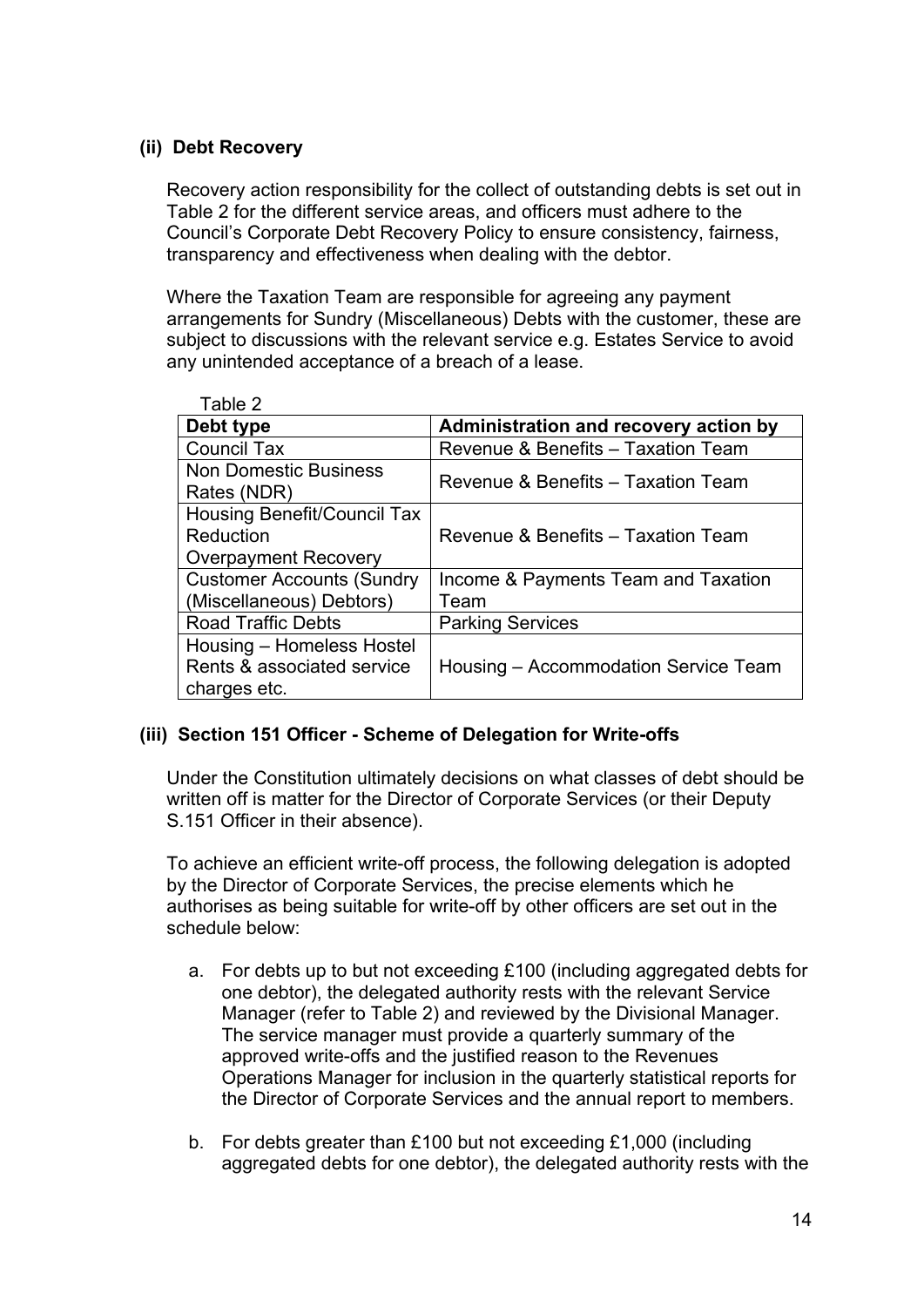### (ii) Debt Recovery

Recovery action responsibility for the collect of outstanding debts is set out in Table 2 for the different service areas, and officers must adhere to the Council's Corporate Debt Recovery Policy to ensure consistency, fairness, transparency and effectiveness when dealing with the debtor.

Where the Taxation Team are responsible for agreeing any payment arrangements for Sundry (Miscellaneous) Debts with the customer, these are subject to discussions with the relevant service e.g. Estates Service to avoid any unintended acceptance of a breach of a lease.

Table 2

| Debt type | Administration and recovery action by |
|---|---|
| Council Tax | Revenue & Benefits – Taxation Team |
| Non Domestic Business Rates (NDR) | Revenue & Benefits – Taxation Team |
| Housing Benefit/Council Tax Reduction Overpayment Recovery | Revenue & Benefits – Taxation Team |
| Customer Accounts (Sundry (Miscellaneous) Debtors) | Income & Payments Team and Taxation Team |
| Road Traffic Debts | Parking Services |
| Housing – Homeless Hostel Rents & associated service charges etc. | Housing – Accommodation Service Team |

### (iii) Section 151 Officer - Scheme of Delegation for Write-offs

Under the Constitution ultimately decisions on what classes of debt should be written off is matter for the Director of Corporate Services (or their Deputy S.151 Officer in their absence).

To achieve an efficient write-off process, the following delegation is adopted by the Director of Corporate Services, the precise elements which he authorises as being suitable for write-off by other officers are set out in the schedule below:

a. For debts up to but not exceeding £100 (including aggregated debts for one debtor), the delegated authority rests with the relevant Service Manager (refer to Table 2) and reviewed by the Divisional Manager. The service manager must provide a quarterly summary of the approved write-offs and the justified reason to the Revenues Operations Manager for inclusion in the quarterly statistical reports for the Director of Corporate Services and the annual report to members.

b. For debts greater than £100 but not exceeding £1,000 (including aggregated debts for one debtor), the delegated authority rests with the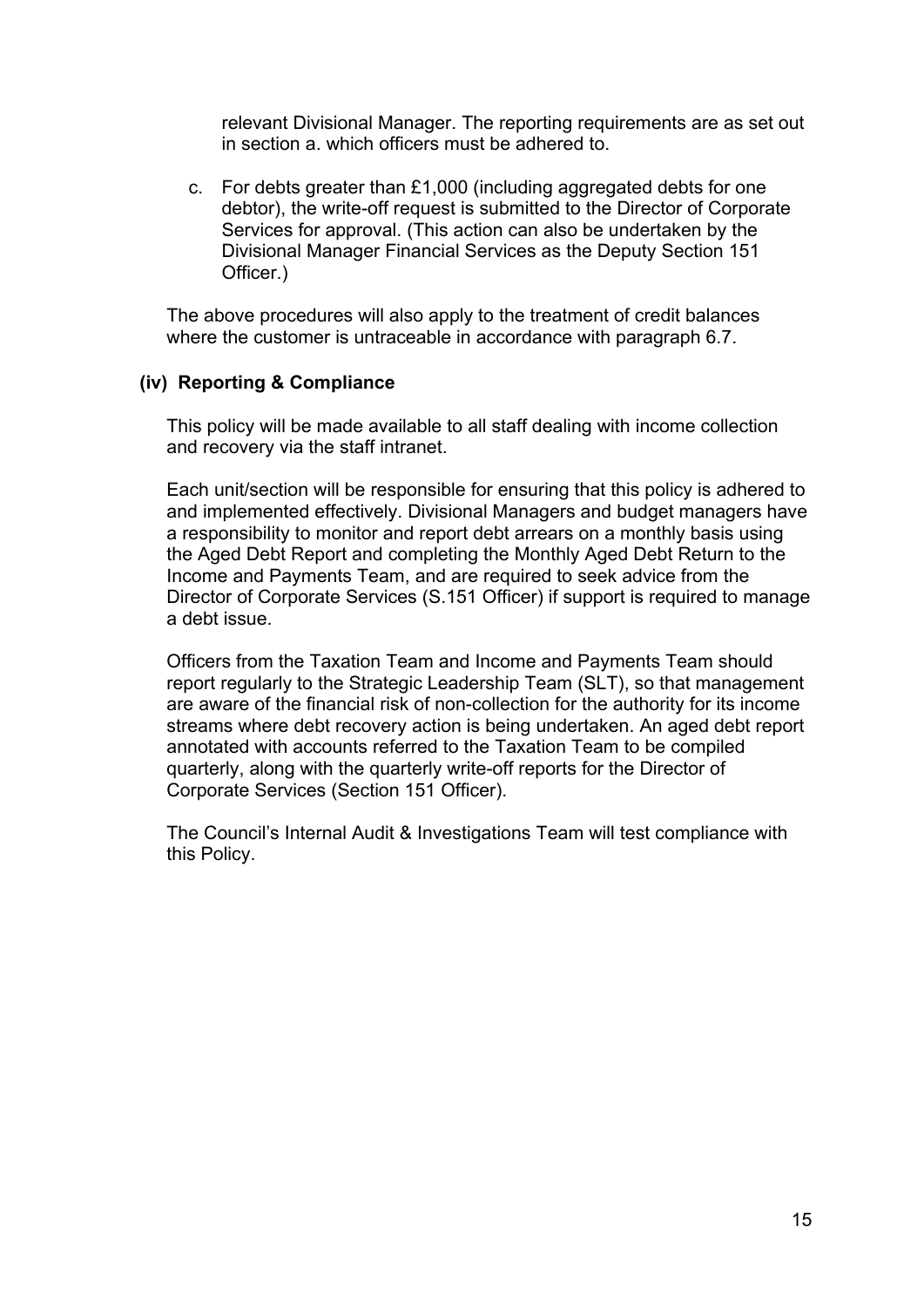relevant Divisional Manager. The reporting requirements are as set out in section a. which officers must be adhered to.

c. For debts greater than £1,000 (including aggregated debts for one debtor), the write-off request is submitted to the Director of Corporate Services for approval. (This action can also be undertaken by the Divisional Manager Financial Services as the Deputy Section 151 Officer.)

The above procedures will also apply to the treatment of credit balances where the customer is untraceable in accordance with paragraph 6.7.

**(iv) Reporting & Compliance**

This policy will be made available to all staff dealing with income collection and recovery via the staff intranet.

Each unit/section will be responsible for ensuring that this policy is adhered to and implemented effectively. Divisional Managers and budget managers have a responsibility to monitor and report debt arrears on a monthly basis using the Aged Debt Report and completing the Monthly Aged Debt Return to the Income and Payments Team, and are required to seek advice from the Director of Corporate Services (S.151 Officer) if support is required to manage a debt issue.

Officers from the Taxation Team and Income and Payments Team should report regularly to the Strategic Leadership Team (SLT), so that management are aware of the financial risk of non-collection for the authority for its income streams where debt recovery action is being undertaken. An aged debt report annotated with accounts referred to the Taxation Team to be compiled quarterly, along with the quarterly write-off reports for the Director of Corporate Services (Section 151 Officer).

The Council's Internal Audit & Investigations Team will test compliance with this Policy.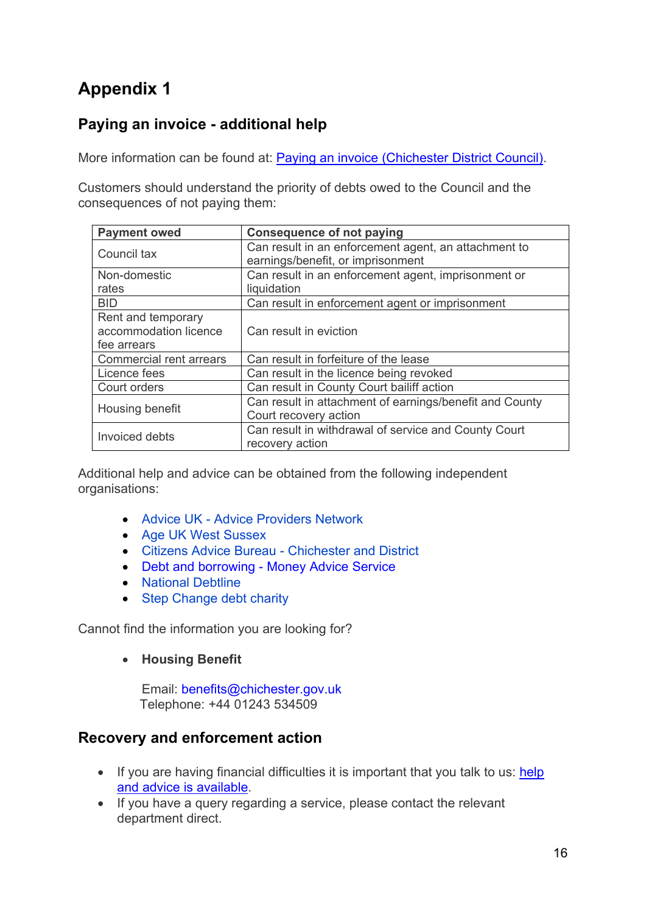# Appendix 1

## Paying an invoice - additional help

More information can be found at: [Paying an invoice (Chichester District Council)](#).

Customers should understand the priority of debts owed to the Council and the consequences of not paying them:

| Payment owed | Consequence of not paying |
|---|---|
| Council tax | Can result in an enforcement agent, an attachment to earnings/benefit, or imprisonment |
| Non-domestic rates | Can result in an enforcement agent, imprisonment or liquidation |
| BID | Can result in enforcement agent or imprisonment |
| Rent and temporary accommodation licence fee arrears | Can result in eviction |
| Commercial rent arrears | Can result in forfeiture of the lease |
| Licence fees | Can result in the licence being revoked |
| Court orders | Can result in County Court bailiff action |
| Housing benefit | Can result in attachment of earnings/benefit and County Court recovery action |
| Invoiced debts | Can result in withdrawal of service and County Court recovery action |

Additional help and advice can be obtained from the following independent organisations:

- Advice UK - Advice Providers Network
- Age UK West Sussex
- Citizens Advice Bureau - Chichester and District
- Debt and borrowing - Money Advice Service
- National Debtline
- Step Change debt charity

Cannot find the information you are looking for?

- **Housing Benefit**

  Email: benefits@chichester.gov.uk
  Telephone: +44 01243 534509

## Recovery and enforcement action

- If you are having financial difficulties it is important that you talk to us: [help and advice is available](#).
- If you have a query regarding a service, please contact the relevant department direct.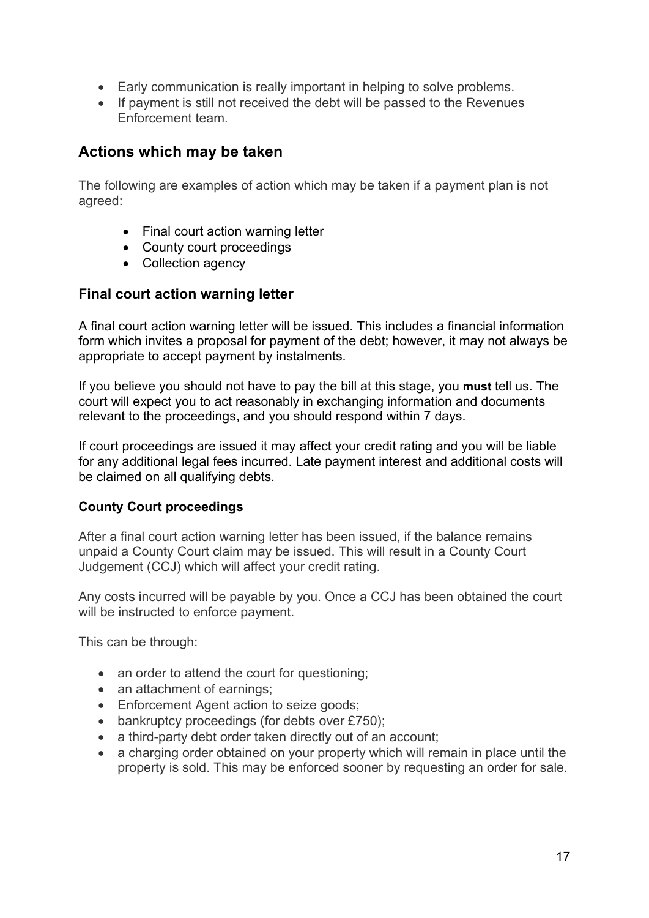- Early communication is really important in helping to solve problems.
- If payment is still not received the debt will be passed to the Revenues Enforcement team.

## Actions which may be taken

The following are examples of action which may be taken if a payment plan is not agreed:

- Final court action warning letter
- County court proceedings
- Collection agency

### Final court action warning letter

A final court action warning letter will be issued. This includes a financial information form which invites a proposal for payment of the debt; however, it may not always be appropriate to accept payment by instalments.

If you believe you should not have to pay the bill at this stage, you **must** tell us. The court will expect you to act reasonably in exchanging information and documents relevant to the proceedings, and you should respond within 7 days.

If court proceedings are issued it may affect your credit rating and you will be liable for any additional legal fees incurred. Late payment interest and additional costs will be claimed on all qualifying debts.

#### County Court proceedings

After a final court action warning letter has been issued, if the balance remains unpaid a County Court claim may be issued. This will result in a County Court Judgement (CCJ) which will affect your credit rating.

Any costs incurred will be payable by you. Once a CCJ has been obtained the court will be instructed to enforce payment.

This can be through:

- an order to attend the court for questioning;
- an attachment of earnings;
- Enforcement Agent action to seize goods;
- bankruptcy proceedings (for debts over £750);
- a third-party debt order taken directly out of an account;
- a charging order obtained on your property which will remain in place until the property is sold. This may be enforced sooner by requesting an order for sale.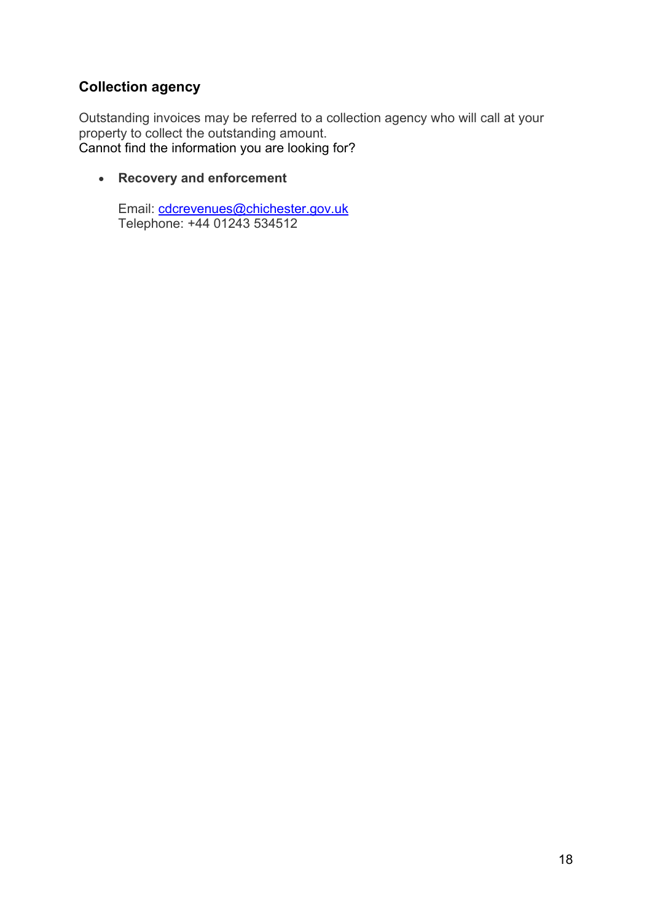## Collection agency

Outstanding invoices may be referred to a collection agency who will call at your property to collect the outstanding amount.
Cannot find the information you are looking for?

- **Recovery and enforcement**

  Email: cdcrevenues@chichester.gov.uk
  Telephone: +44 01243 534512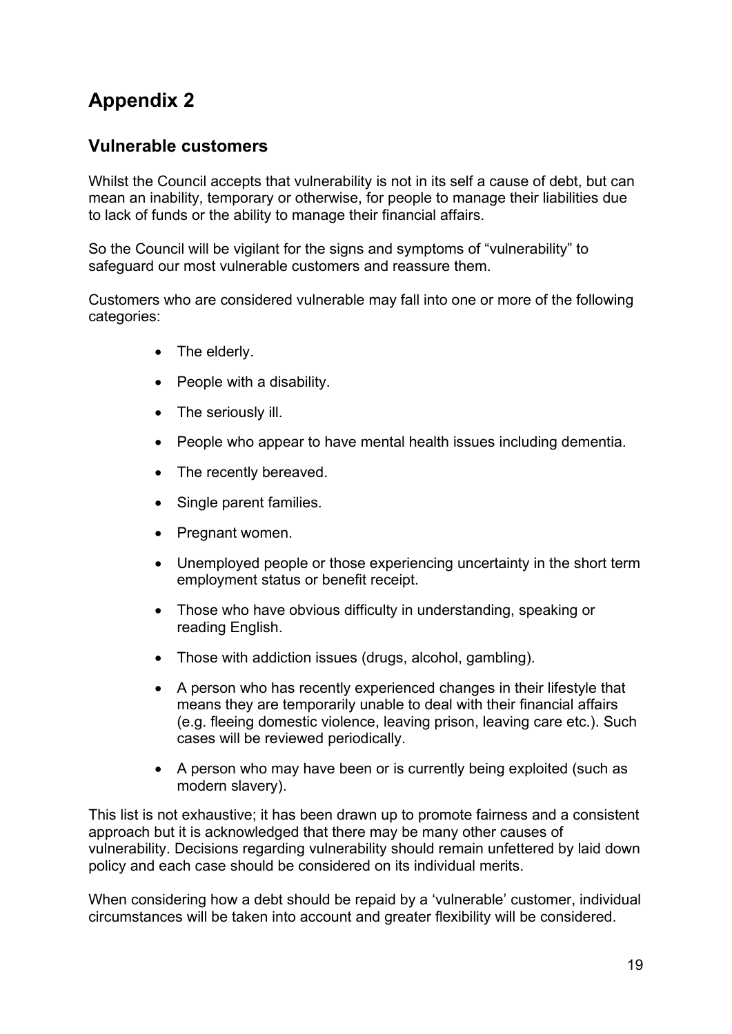# Appendix 2

## Vulnerable customers

Whilst the Council accepts that vulnerability is not in its self a cause of debt, but can mean an inability, temporary or otherwise, for people to manage their liabilities due to lack of funds or the ability to manage their financial affairs.

So the Council will be vigilant for the signs and symptoms of "vulnerability" to safeguard our most vulnerable customers and reassure them.

Customers who are considered vulnerable may fall into one or more of the following categories:

- The elderly.
- People with a disability.
- The seriously ill.
- People who appear to have mental health issues including dementia.
- The recently bereaved.
- Single parent families.
- Pregnant women.
- Unemployed people or those experiencing uncertainty in the short term employment status or benefit receipt.
- Those who have obvious difficulty in understanding, speaking or reading English.
- Those with addiction issues (drugs, alcohol, gambling).
- A person who has recently experienced changes in their lifestyle that means they are temporarily unable to deal with their financial affairs (e.g. fleeing domestic violence, leaving prison, leaving care etc.). Such cases will be reviewed periodically.
- A person who may have been or is currently being exploited (such as modern slavery).

This list is not exhaustive; it has been drawn up to promote fairness and a consistent approach but it is acknowledged that there may be many other causes of vulnerability. Decisions regarding vulnerability should remain unfettered by laid down policy and each case should be considered on its individual merits.

When considering how a debt should be repaid by a 'vulnerable' customer, individual circumstances will be taken into account and greater flexibility will be considered.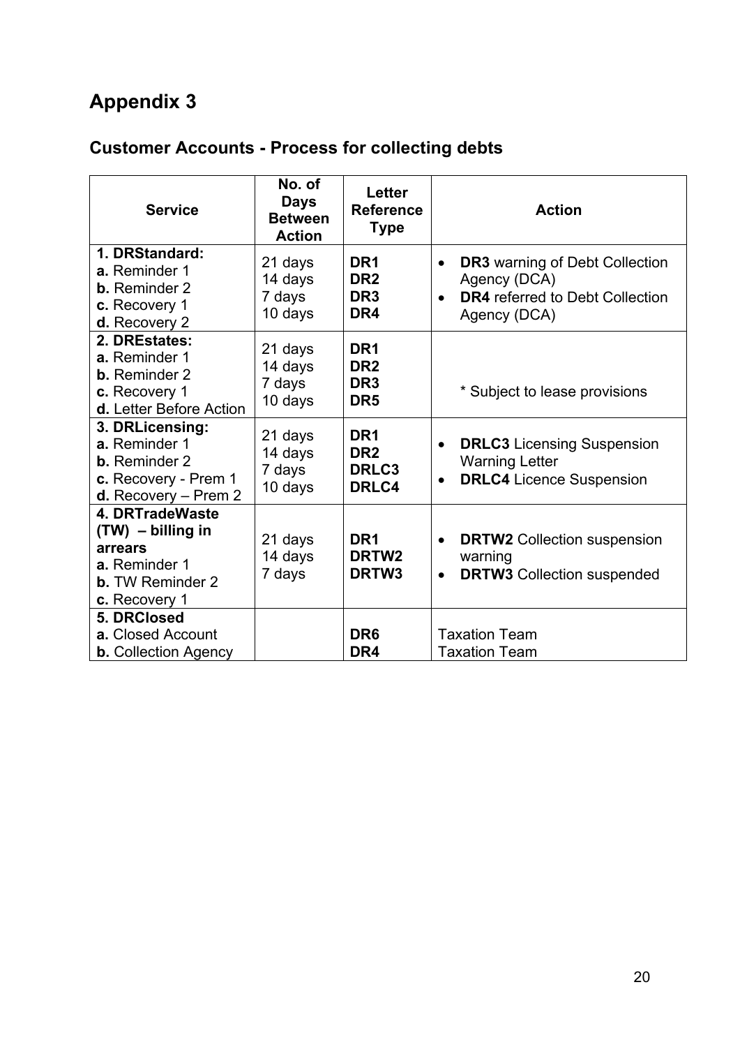# Appendix 3

## Customer Accounts - Process for collecting debts

| Service | No. of Days Between Action | Letter Reference Type | Action |
|---|---|---|---|
| **1. DRStandard:**<br>**a.** Reminder 1<br>**b.** Reminder 2<br>**c.** Recovery 1<br>**d.** Recovery 2 | 21 days<br>14 days<br>7 days<br>10 days | **DR1**<br>**DR2**<br>**DR3**<br>**DR4** | • **DR3** warning of Debt Collection Agency (DCA)<br>• **DR4** referred to Debt Collection Agency (DCA) |
| **2. DREstates:**<br>**a.** Reminder 1<br>**b.** Reminder 2<br>**c.** Recovery 1<br>**d.** Letter Before Action | 21 days<br>14 days<br>7 days<br>10 days | **DR1**<br>**DR2**<br>**DR3**<br>**DR5** | * Subject to lease provisions |
| **3. DRLicensing:**<br>**a.** Reminder 1<br>**b.** Reminder 2<br>**c.** Recovery - Prem 1<br>**d.** Recovery – Prem 2 | 21 days<br>14 days<br>7 days<br>10 days | **DR1**<br>**DR2**<br>**DRLC3**<br>**DRLC4** | • **DRLC3** Licensing Suspension Warning Letter<br>• **DRLC4** Licence Suspension |
| **4. DRTradeWaste (TW) – billing in arrears**<br>**a.** Reminder 1<br>**b.** TW Reminder 2<br>**c.** Recovery 1 | 21 days<br>14 days<br>7 days | **DR1**<br>**DRTW2**<br>**DRTW3** | • **DRTW2** Collection suspension warning<br>• **DRTW3** Collection suspended |
| **5. DRClosed**<br>**a.** Closed Account<br>**b.** Collection Agency | | **DR6**<br>**DR4** | Taxation Team<br>Taxation Team |